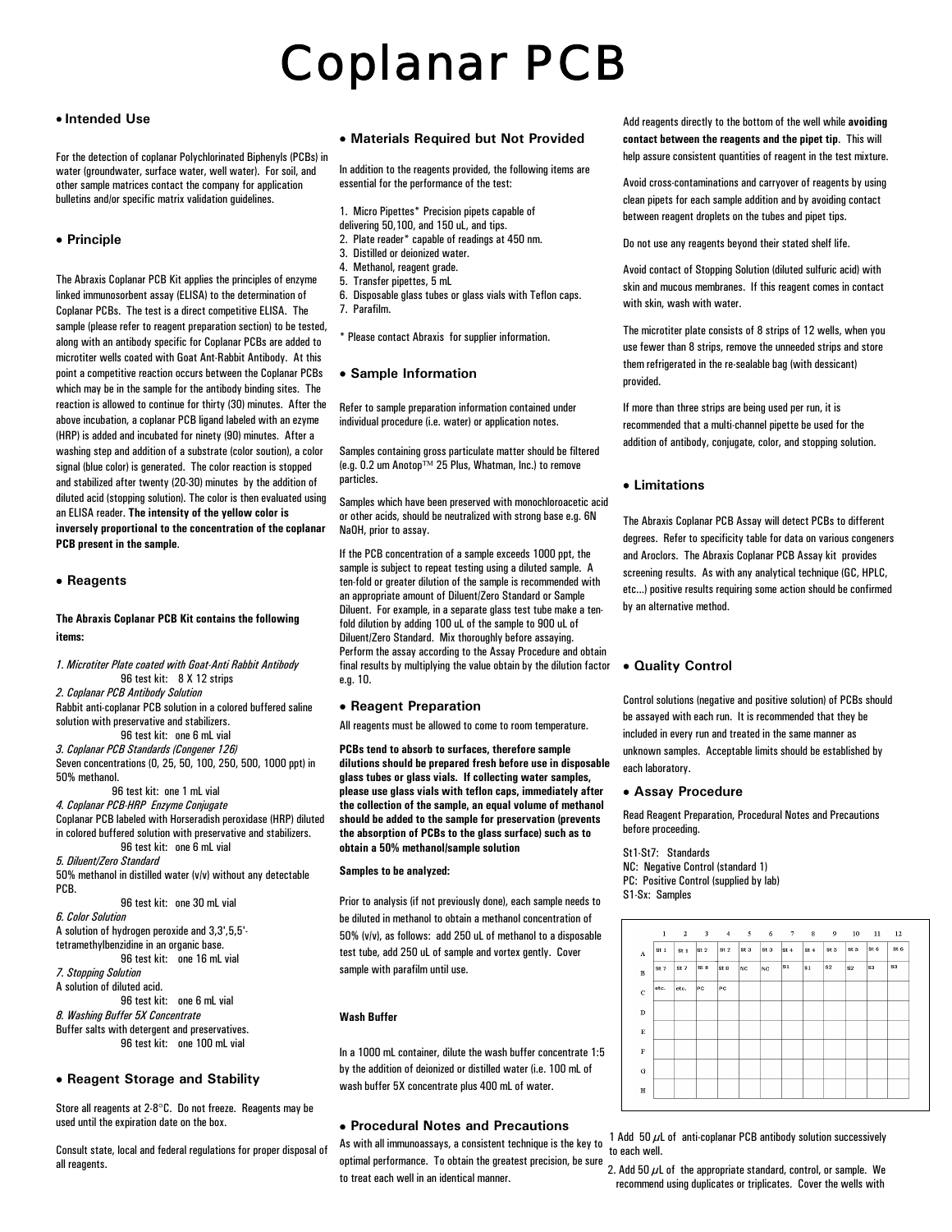# Coplanar PCB

## • Intended Use

For the detection of coplanar Polychlorinated Biphenyls (PCBs) in water (groundwater, surface water, well water). For soil, and other sample matrices contact the company for application bulletins and/or specific matrix validation guidelines.

## • Principle

The Abraxis Coplanar PCB Kit applies the principles of enzyme linked immunosorbent assay (ELISA) to the determination of Coplanar PCBs. The test is a direct competitive ELISA. The sample (please refer to reagent preparation section) to be tested, along with an antibody specific for Coplanar PCBs are added to microtiter wells coated with Goat Ant-Rabbit Antibody. At this point a competitive reaction occurs between the Coplanar PCBs which may be in the sample for the antibody binding sites. The reaction is allowed to continue for thirty (30) minutes. After the above incubation, a coplanar PCB ligand labeled with an ezyme (HRP) is added and incubated for ninety (90) minutes. After a washing step and addition of a substrate (color soution), a color signal (blue color) is generated. The color reaction is stopped and stabilized after twenty (20-30) minutes by the addition of diluted acid (stopping solution). The color is then evaluated using an ELISA reader. **The intensity of the yellow color is inversely proportional to the concentration of the coplanar PCB present in the sample**.

## • Reagents

**The Abraxis Coplanar PCB Kit contains the following items:**

*1. Microtiter Plate coated with Goat-Anti Rabbit Antibody*
96 test kit: 8 X 12 strips

*2. Coplanar PCB Antibody Solution*
Rabbit anti-coplanar PCB solution in a colored buffered saline solution with preservative and stabilizers.
96 test kit: one 6 mL vial

*3. Coplanar PCB Standards (Congener 126)*
Seven concentrations (0, 25, 50, 100, 250, 500, 1000 ppt) in 50% methanol.
96 test kit: one 1 mL vial

*4. Coplanar PCB-HRP Enzyme Conjugate*
Coplanar PCB labeled with Horseradish peroxidase (HRP) diluted in colored buffered solution with preservative and stabilizers.
96 test kit: one 6 mL vial

*5. Diluent/Zero Standard*
50% methanol in distilled water (v/v) without any detectable PCB.
96 test kit: one 30 mL vial

*6. Color Solution*
A solution of hydrogen peroxide and 3,3',5,5'-tetramethylbenzidine in an organic base.
96 test kit: one 16 mL vial

*7. Stopping Solution*
A solution of diluted acid.
96 test kit: one 6 mL vial

*8. Washing Buffer 5X Concentrate*
Buffer salts with detergent and preservatives.
96 test kit: one 100 mL vial

## • Reagent Storage and Stability

Store all reagents at 2-8°C. Do not freeze. Reagents may be used until the expiration date on the box.

Consult state, local and federal regulations for proper disposal of all reagents.

## • Materials Required but Not Provided

In addition to the reagents provided, the following items are essential for the performance of the test:

1. Micro Pipettes* Precision pipets capable of delivering 50,100, and 150 uL, and tips.
2. Plate reader* capable of readings at 450 nm.
3. Distilled or deionized water.
4. Methanol, reagent grade.
5. Transfer pipettes, 5 mL
6. Disposable glass tubes or glass vials with Teflon caps.
7. Parafilm.

* Please contact Abraxis for supplier information.

## • Sample Information

Refer to sample preparation information contained under individual procedure (i.e. water) or application notes.

Samples containing gross particulate matter should be filtered (e.g. 0.2 um Anotop™ 25 Plus, Whatman, Inc.) to remove particles.

Samples which have been preserved with monochloroacetic acid or other acids, should be neutralized with strong base e.g. 6N NaOH, prior to assay.

If the PCB concentration of a sample exceeds 1000 ppt, the sample is subject to repeat testing using a diluted sample. A ten-fold or greater dilution of the sample is recommended with an appropriate amount of Diluent/Zero Standard or Sample Diluent. For example, in a separate glass test tube make a ten-fold dilution by adding 100 uL of the sample to 900 uL of Diluent/Zero Standard. Mix thoroughly before assaying. Perform the assay according to the Assay Procedure and obtain final results by multiplying the value obtain by the dilution factor e.g. 10.

## • Reagent Preparation

All reagents must be allowed to come to room temperature.

**PCBs tend to absorb to surfaces, therefore sample dilutions should be prepared fresh before use in disposable glass tubes or glass vials. If collecting water samples, please use glass vials with teflon caps, immediately after the collection of the sample, an equal volume of methanol should be added to the sample for preservation (prevents the absorption of PCBs to the glass surface) such as to obtain a 50% methanol/sample solution**

**Samples to be analyzed:**

Prior to analysis (if not previously done), each sample needs to be diluted in methanol to obtain a methanol concentration of 50% (v/v), as follows: add 250 uL of methanol to a disposable test tube, add 250 uL of sample and vortex gently. Cover sample with parafilm until use.

**Wash Buffer**

In a 1000 mL container, dilute the wash buffer concentrate 1:5 by the addition of deionized or distilled water (i.e. 100 mL of wash buffer 5X concentrate plus 400 mL of water.

## • Procedural Notes and Precautions

As with all immunoassays, a consistent technique is the key to optimal performance. To obtain the greatest precision, be sure to treat each well in an identical manner.

Add reagents directly to the bottom of the well while **avoiding contact between the reagents and the pipet tip**. This will help assure consistent quantities of reagent in the test mixture.

Avoid cross-contaminations and carryover of reagents by using clean pipets for each sample addition and by avoiding contact between reagent droplets on the tubes and pipet tips.

Do not use any reagents beyond their stated shelf life.

Avoid contact of Stopping Solution (diluted sulfuric acid) with skin and mucous membranes. If this reagent comes in contact with skin, wash with water.

The microtiter plate consists of 8 strips of 12 wells, when you use fewer than 8 strips, remove the unneeded strips and store them refrigerated in the re-sealable bag (with dessicant) provided.

If more than three strips are being used per run, it is recommended that a multi-channel pipette be used for the addition of antibody, conjugate, color, and stopping solution.

## • Limitations

The Abraxis Coplanar PCB Assay will detect PCBs to different degrees. Refer to specificity table for data on various congeners and Aroclors. The Abraxis Coplanar PCB Assay kit provides screening results. As with any analytical technique (GC, HPLC, etc...) positive results requiring some action should be confirmed by an alternative method.

## • Quality Control

Control solutions (negative and positive solution) of PCBs should be assayed with each run. It is recommended that they be included in every run and treated in the same manner as unknown samples. Acceptable limits should be established by each laboratory.

## • Assay Procedure

Read Reagent Preparation, Procedural Notes and Precautions before proceeding.

St1-St7: Standards
NC: Negative Control (standard 1)
PC: Positive Control (supplied by lab)
S1-Sx: Samples

| | 1 | 2 | 3 | 4 | 5 | 6 | 7 | 8 | 9 | 10 | 11 | 12 |
|---|---|---|---|---|---|---|---|---|---|---|---|---|
| A | St 1 | St 1 | St 2 | St 2 | St 3 | St 3 | St 4 | St 4 | St 5 | St 5 | St 6 | St 6 |
| B | St 7 | St 7 | St 8 | St 8 | NC | NC | S1 | S1 | S2 | S2 | S3 | S3 |
| C | etc. | etc. | PC | PC | | | | | | | | |
| D | | | | | | | | | | | | |
| E | | | | | | | | | | | | |
| F | | | | | | | | | | | | |
| G | | | | | | | | | | | | |
| H | | | | | | | | | | | | |

1 Add 50 µL of anti-coplanar PCB antibody solution successively to each well.

2. Add 50 µL of the appropriate standard, control, or sample. We recommend using duplicates or triplicates. Cover the wells with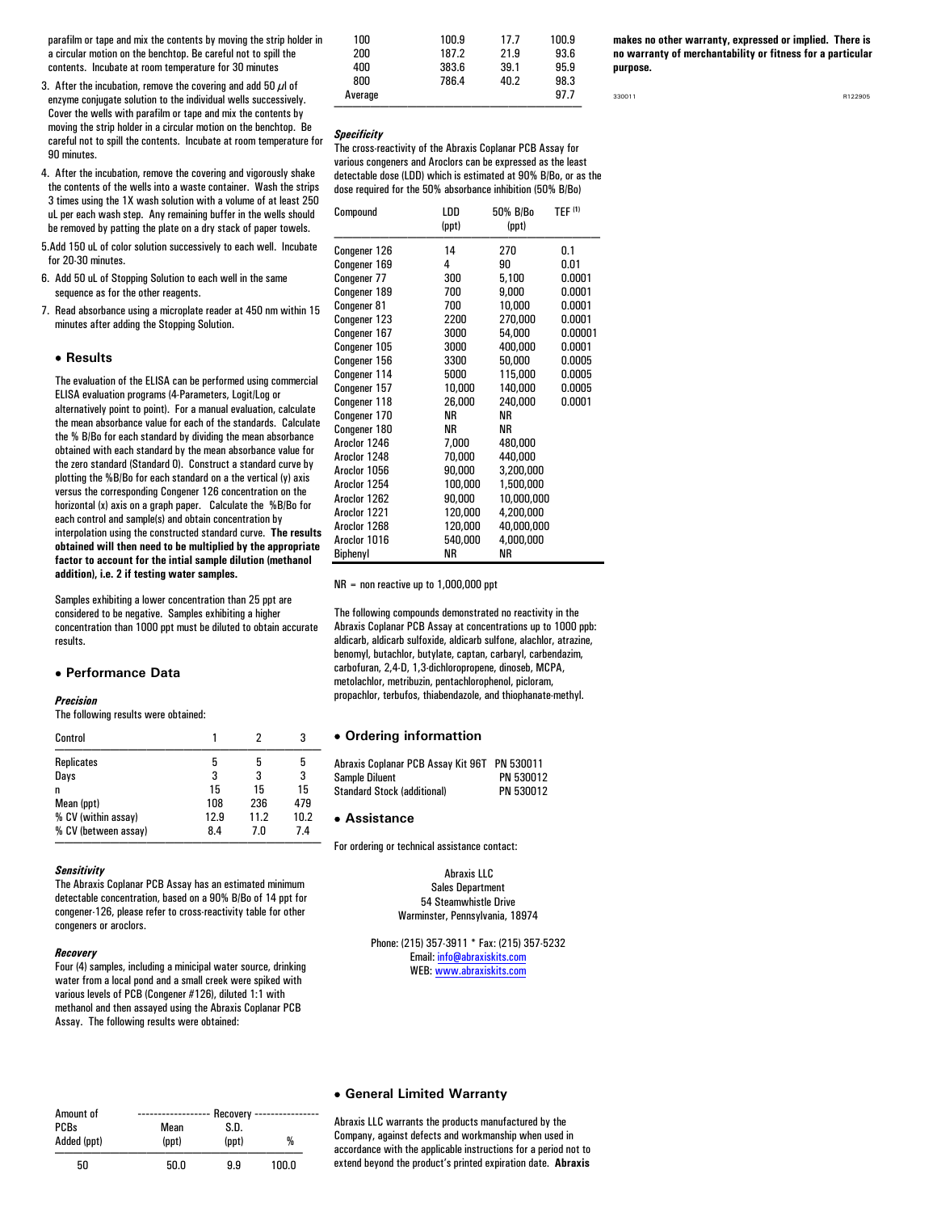parafilm or tape and mix the contents by moving the strip holder in a circular motion on the benchtop. Be careful not to spill the contents. Incubate at room temperature for 30 minutes

3. After the incubation, remove the covering and add 50 µl of enzyme conjugate solution to the individual wells successively. Cover the wells with parafilm or tape and mix the contents by moving the strip holder in a circular motion on the benchtop. Be careful not to spill the contents. Incubate at room temperature for 90 minutes.
4. After the incubation, remove the covering and vigorously shake the contents of the wells into a waste container. Wash the strips 3 times using the 1X wash solution with a volume of at least 250 uL per each wash step. Any remaining buffer in the wells should be removed by patting the plate on a dry stack of paper towels.
5. Add 150 uL of color solution successively to each well. Incubate for 20-30 minutes.
6. Add 50 uL of Stopping Solution to each well in the same sequence as for the other reagents.
7. Read absorbance using a microplate reader at 450 nm within 15 minutes after adding the Stopping Solution.

## • Results

The evaluation of the ELISA can be performed using commercial ELISA evaluation programs (4-Parameters, Logit/Log or alternatively point to point). For a manual evaluation, calculate the mean absorbance value for each of the standards. Calculate the % B/Bo for each standard by dividing the mean absorbance obtained with each standard by the mean absorbance value for the zero standard (Standard 0). Construct a standard curve by plotting the %B/Bo for each standard on a the vertical (y) axis versus the corresponding Congener 126 concentration on the horizontal (x) axis on a graph paper. Calculate the %B/Bo for each control and sample(s) and obtain concentration by interpolation using the constructed standard curve. **The results obtained will then need to be multiplied by the appropriate factor to account for the intial sample dilution (methanol addition), i.e. 2 if testing water samples.**

Samples exhibiting a lower concentration than 25 ppt are considered to be negative. Samples exhibiting a higher concentration than 1000 ppt must be diluted to obtain accurate results.

## • Performance Data

***Precision***

The following results were obtained:

| Control | 1 | 2 | 3 |
|---|---|---|---|
| Replicates | 5 | 5 | 5 |
| Days | 3 | 3 | 3 |
| n | 15 | 15 | 15 |
| Mean (ppt) | 108 | 236 | 479 |
| % CV (within assay) | 12.9 | 11.2 | 10.2 |
| % CV (between assay) | 8.4 | 7.0 | 7.4 |

***Sensitivity***

The Abraxis Coplanar PCB Assay has an estimated minimum detectable concentration, based on a 90% B/Bo of 14 ppt for congener-126, please refer to cross-reactivity table for other congeners or aroclors.

***Recovery***

Four (4) samples, including a minicipal water source, drinking water from a local pond and a small creek were spiked with various levels of PCB (Congener #126), diluted 1:1 with methanol and then assayed using the Abraxis Coplanar PCB Assay. The following results were obtained:

| Amount of PCBs Added (ppt) | Recovery | | |
|---|---|---|---|
| | Mean (ppt) | S.D. (ppt) | % |
| 50 | 50.0 | 9.9 | 100.0 |
| 100 | 100.9 | 17.7 | 100.9 |
| 200 | 187.2 | 21.9 | 93.6 |
| 400 | 383.6 | 39.1 | 95.9 |
| 800 | 786.4 | 40.2 | 98.3 |
| Average | | | 97.7 |

***Specificity***

The cross-reactivity of the Abraxis Coplanar PCB Assay for various congeners and Aroclors can be expressed as the least detectable dose (LDD) which is estimated at 90% B/Bo, or as the dose required for the 50% absorbance inhibition (50% B/Bo)

| Compound | LDD (ppt) | 50% B/Bo (ppt) | TEF [1] |
|---|---|---|---|
| Congener 126 | 14 | 270 | 0.1 |
| Congener 169 | 4 | 90 | 0.01 |
| Congener 77 | 300 | 5,100 | 0.0001 |
| Congener 189 | 700 | 9,000 | 0.0001 |
| Congener 81 | 700 | 10,000 | 0.0001 |
| Congener 123 | 2200 | 270,000 | 0.0001 |
| Congener 167 | 3000 | 54,000 | 0.00001 |
| Congener 105 | 3000 | 400,000 | 0.0001 |
| Congener 156 | 3300 | 50,000 | 0.0005 |
| Congener 114 | 5000 | 115,000 | 0.0005 |
| Congener 157 | 10,000 | 140,000 | 0.0005 |
| Congener 118 | 26,000 | 240,000 | 0.0001 |
| Congener 170 | NR | NR | |
| Congener 180 | NR | NR | |
| Aroclor 1246 | 7,000 | 480,000 | |
| Aroclor 1248 | 70,000 | 440,000 | |
| Aroclor 1056 | 90,000 | 3,200,000 | |
| Aroclor 1254 | 100,000 | 1,500,000 | |
| Aroclor 1262 | 90,000 | 10,000,000 | |
| Aroclor 1221 | 120,000 | 4,200,000 | |
| Aroclor 1268 | 120,000 | 40,000,000 | |
| Aroclor 1016 | 540,000 | 4,000,000 | |
| Biphenyl | NR | NR | |

NR = non reactive up to 1,000,000 ppt

The following compounds demonstrated no reactivity in the Abraxis Coplanar PCB Assay at concentrations up to 1000 ppb: aldicarb, aldicarb sulfoxide, aldicarb sulfone, alachlor, atrazine, benomyl, butachlor, butylate, captan, carbaryl, carbendazim, carbofuran, 2,4-D, 1,3-dichloropropene, dinoseb, MCPA, metolachlor, metribuzin, pentachlorophenol, picloram, propachlor, terbufos, thiabendazole, and thiophanate-methyl.

## • Ordering informattion

| | |
|---|---|
| Abraxis Coplanar PCB Assay Kit 96T | PN 530011 |
| Sample Diluent | PN 530012 |
| Standard Stock (additional) | PN 530012 |

## • Assistance

For ordering or technical assistance contact:

Abraxis LLC
Sales Department
54 Steamwhistle Drive
Warminster, Pennsylvania, 18974

Phone: (215) 357-3911 * Fax: (215) 357-5232
Email: info@abraxiskits.com
WEB: www.abraxiskits.com

## • General Limited Warranty

Abraxis LLC warrants the products manufactured by the Company, against defects and workmanship when used in accordance with the applicable instructions for a period not to extend beyond the product's printed expiration date. **Abraxis makes no other warranty, expressed or implied. There is no warranty of merchantability or fitness for a particular purpose.**

330011 R122905